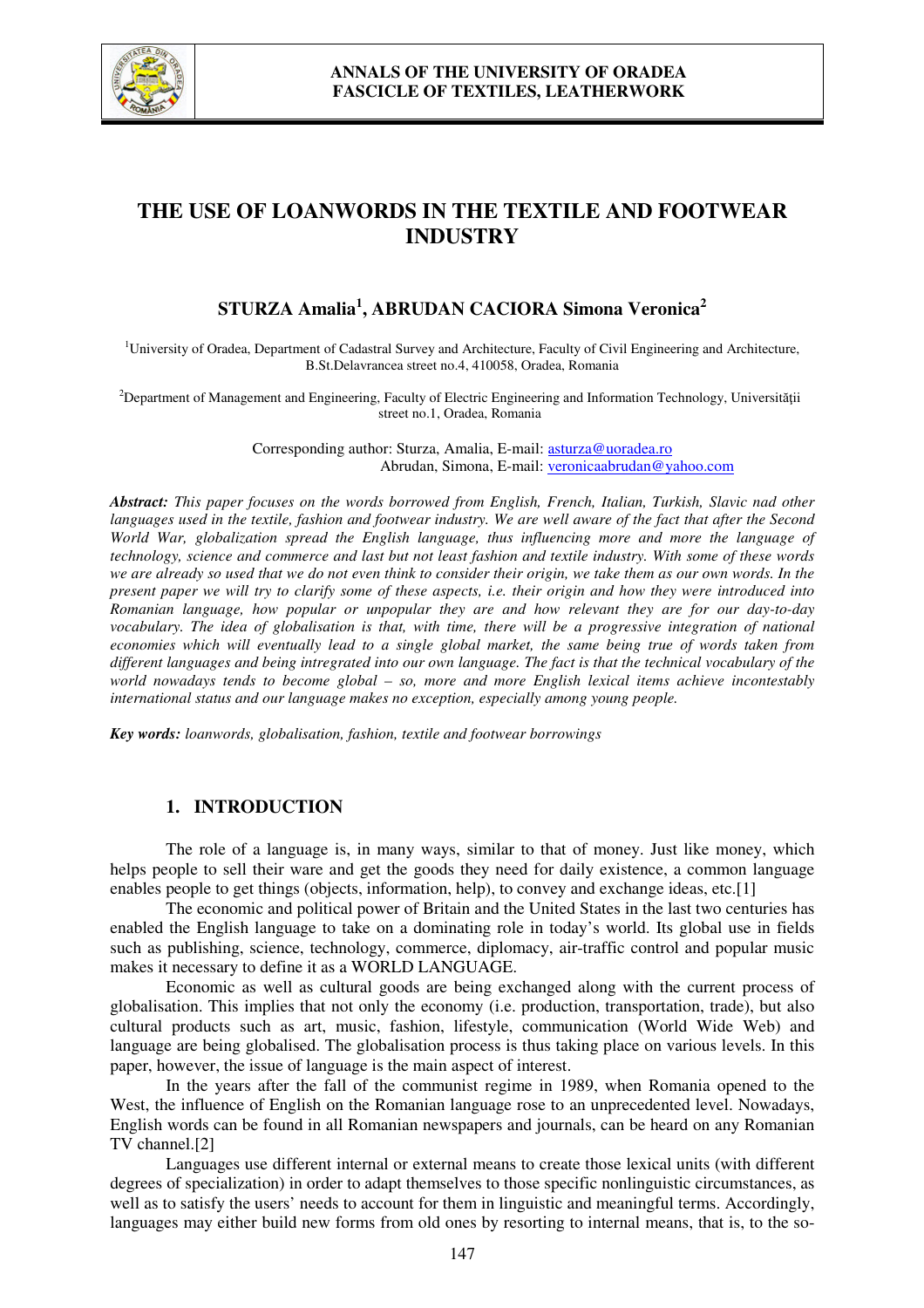# THE USE OF LOANWORDS IN THE TEXTILE AND FOOTWEAR INDUSTRY

## STURZA Amalia[1], ABRUDAN CACIORA Simona Veronica[2]

[1]University of Oradea, Department of Cadastral Survey and Architecture, Faculty of Civil Engineering and Architecture, B.St.Delavrancea street no.4, 410058, Oradea, Romania

[2]Department of Management and Engineering, Faculty of Electric Engineering and Information Technology, Universităţii street no.1, Oradea, Romania

Corresponding author: Sturza, Amalia, E-mail: asturza@uoradea.ro
Abrudan, Simona, E-mail: veronicaabrudan@yahoo.com

***Abstract:*** *This paper focuses on the words borrowed from English, French, Italian, Turkish, Slavic nad other languages used in the textile, fashion and footwear industry. We are well aware of the fact that after the Second World War, globalization spread the English language, thus influencing more and more the language of technology, science and commerce and last but not least fashion and textile industry. With some of these words we are already so used that we do not even think to consider their origin, we take them as our own words. In the present paper we will try to clarify some of these aspects, i.e. their origin and how they were introduced into Romanian language, how popular or unpopular they are and how relevant they are for our day-to-day vocabulary. The idea of globalisation is that, with time, there will be a progressive integration of national economies which will eventually lead to a single global market, the same being true of words taken from different languages and being intregrated into our own language. The fact is that the technical vocabulary of the world nowadays tends to become global – so, more and more English lexical items achieve incontestably international status and our language makes no exception, especially among young people.*

***Key words:*** *loanwords, globalisation, fashion, textile and footwear borrowings*

## 1. INTRODUCTION

The role of a language is, in many ways, similar to that of money. Just like money, which helps people to sell their ware and get the goods they need for daily existence, a common language enables people to get things (objects, information, help), to convey and exchange ideas, etc.[1]

The economic and political power of Britain and the United States in the last two centuries has enabled the English language to take on a dominating role in today's world. Its global use in fields such as publishing, science, technology, commerce, diplomacy, air-traffic control and popular music makes it necessary to define it as a WORLD LANGUAGE.

Economic as well as cultural goods are being exchanged along with the current process of globalisation. This implies that not only the economy (i.e. production, transportation, trade), but also cultural products such as art, music, fashion, lifestyle, communication (World Wide Web) and language are being globalised. The globalisation process is thus taking place on various levels. In this paper, however, the issue of language is the main aspect of interest.

In the years after the fall of the communist regime in 1989, when Romania opened to the West, the influence of English on the Romanian language rose to an unprecedented level. Nowadays, English words can be found in all Romanian newspapers and journals, can be heard on any Romanian TV channel.[2]

Languages use different internal or external means to create those lexical units (with different degrees of specialization) in order to adapt themselves to those specific nonlinguistic circumstances, as well as to satisfy the users' needs to account for them in linguistic and meaningful terms. Accordingly, languages may either build new forms from old ones by resorting to internal means, that is, to the so-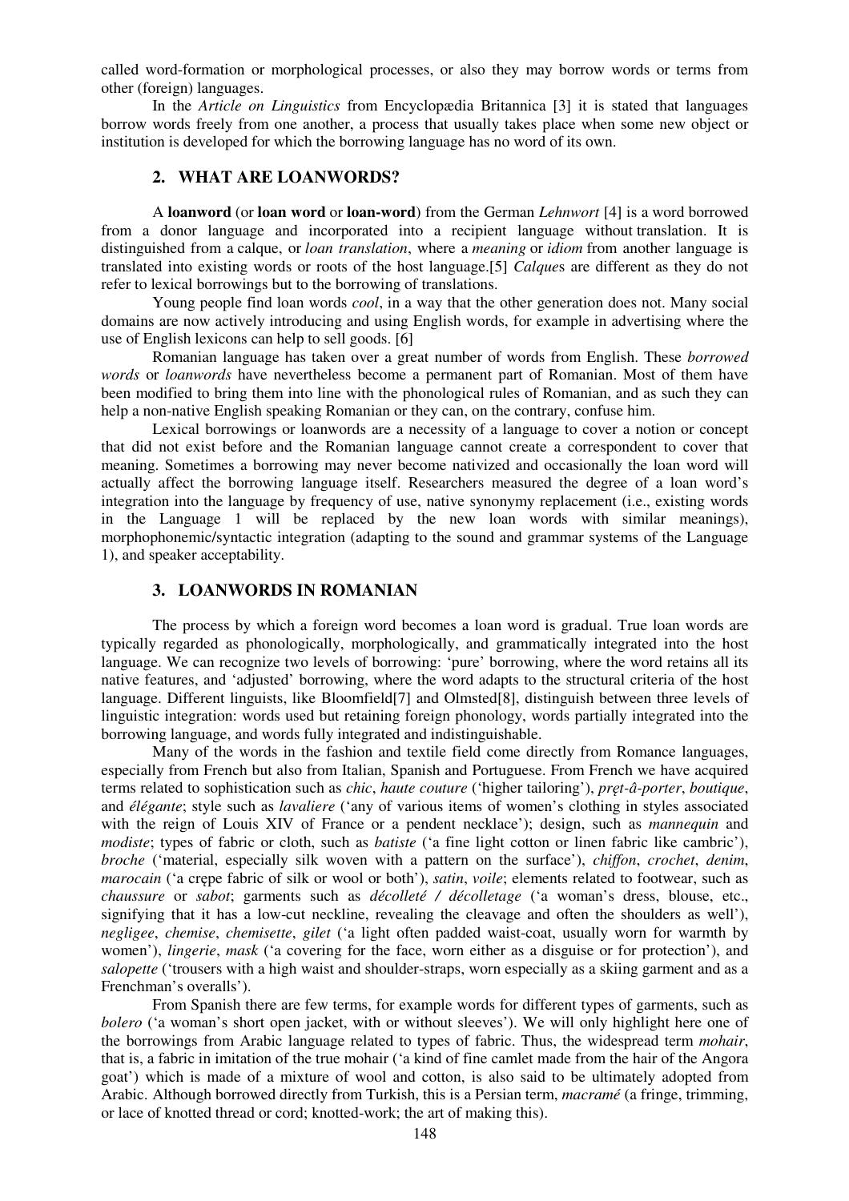called word-formation or morphological processes, or also they may borrow words or terms from other (foreign) languages.

In the *Article on Linguistics* from Encyclopædia Britannica [3] it is stated that languages borrow words freely from one another, a process that usually takes place when some new object or institution is developed for which the borrowing language has no word of its own.

## 2. WHAT ARE LOANWORDS?

A **loanword** (or **loan word** or **loan-word**) from the German *Lehnwort* [4] is a word borrowed from a donor language and incorporated into a recipient language without translation. It is distinguished from a calque, or *loan translation*, where a *meaning* or *idiom* from another language is translated into existing words or roots of the host language.[5] *Calque*s are different as they do not refer to lexical borrowings but to the borrowing of translations.

Young people find loan words *cool*, in a way that the other generation does not. Many social domains are now actively introducing and using English words, for example in advertising where the use of English lexicons can help to sell goods. [6]

Romanian language has taken over a great number of words from English. These *borrowed words* or *loanwords* have nevertheless become a permanent part of Romanian. Most of them have been modified to bring them into line with the phonological rules of Romanian, and as such they can help a non-native English speaking Romanian or they can, on the contrary, confuse him.

Lexical borrowings or loanwords are a necessity of a language to cover a notion or concept that did not exist before and the Romanian language cannot create a correspondent to cover that meaning. Sometimes a borrowing may never become nativized and occasionally the loan word will actually affect the borrowing language itself. Researchers measured the degree of a loan word's integration into the language by frequency of use, native synonymy replacement (i.e., existing words in the Language 1 will be replaced by the new loan words with similar meanings), morphophonemic/syntactic integration (adapting to the sound and grammar systems of the Language 1), and speaker acceptability.

## 3. LOANWORDS IN ROMANIAN

The process by which a foreign word becomes a loan word is gradual. True loan words are typically regarded as phonologically, morphologically, and grammatically integrated into the host language. We can recognize two levels of borrowing: 'pure' borrowing, where the word retains all its native features, and 'adjusted' borrowing, where the word adapts to the structural criteria of the host language. Different linguists, like Bloomfield[7] and Olmsted[8], distinguish between three levels of linguistic integration: words used but retaining foreign phonology, words partially integrated into the borrowing language, and words fully integrated and indistinguishable.

Many of the words in the fashion and textile field come directly from Romance languages, especially from French but also from Italian, Spanish and Portuguese. From French we have acquired terms related to sophistication such as *chic*, *haute couture* ('higher tailoring'), *pręt-â-porter*, *boutique*, and *élégante*; style such as *lavaliere* ('any of various items of women's clothing in styles associated with the reign of Louis XIV of France or a pendent necklace'); design, such as *mannequin* and *modiste*; types of fabric or cloth, such as *batiste* ('a fine light cotton or linen fabric like cambric'), *broche* ('material, especially silk woven with a pattern on the surface'), *chiffon*, *crochet*, *denim*, *marocain* ('a crępe fabric of silk or wool or both'), *satin*, *voile*; elements related to footwear, such as *chaussure* or *sabot*; garments such as *décolleté / décolletage* ('a woman's dress, blouse, etc., signifying that it has a low-cut neckline, revealing the cleavage and often the shoulders as well'), *negligee*, *chemise*, *chemisette*, *gilet* ('a light often padded waist-coat, usually worn for warmth by women'), *lingerie*, *mask* ('a covering for the face, worn either as a disguise or for protection'), and *salopette* ('trousers with a high waist and shoulder-straps, worn especially as a skiing garment and as a Frenchman's overalls').

From Spanish there are few terms, for example words for different types of garments, such as *bolero* ('a woman's short open jacket, with or without sleeves'). We will only highlight here one of the borrowings from Arabic language related to types of fabric. Thus, the widespread term *mohair*, that is, a fabric in imitation of the true mohair ('a kind of fine camlet made from the hair of the Angora goat') which is made of a mixture of wool and cotton, is also said to be ultimately adopted from Arabic. Although borrowed directly from Turkish, this is a Persian term, *macramé* (a fringe, trimming, or lace of knotted thread or cord; knotted-work; the art of making this).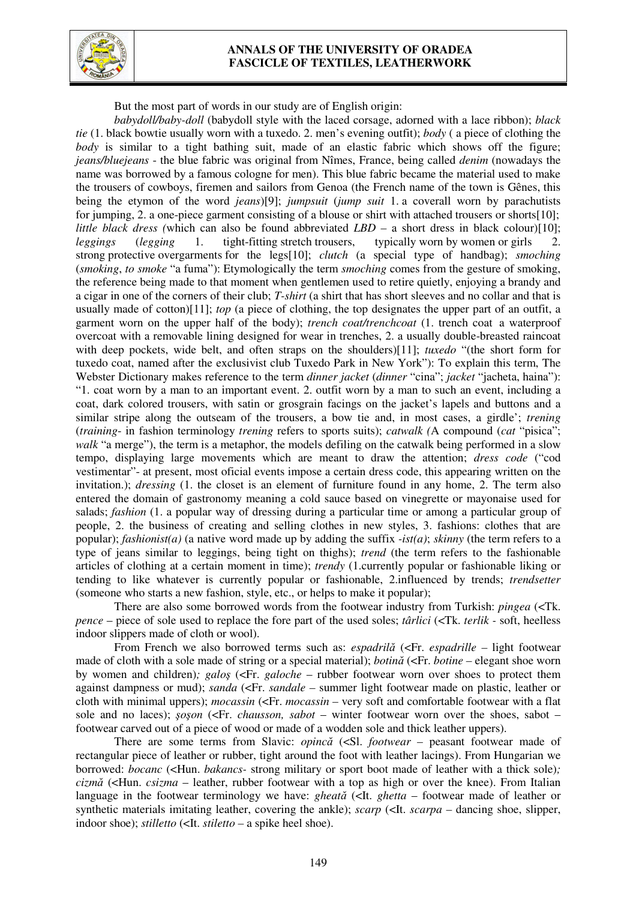But the most part of words in our study are of English origin:

*babydoll/baby-doll* (babydoll style with the laced corsage, adorned with a lace ribbon); *black tie* (1. black bowtie usually worn with a tuxedo. 2. men's evening outfit); *body* ( a piece of clothing the *body* is similar to a tight bathing suit, made of an elastic fabric which shows off the figure; *jeans/bluejeans* - the blue fabric was original from Nîmes, France, being called *denim* (nowadays the name was borrowed by a famous cologne for men). This blue fabric became the material used to make the trousers of cowboys, firemen and sailors from Genoa (the French name of the town is Gênes, this being the etymon of the word *jeans*)[9]; *jumpsuit* (*jump suit* 1. a coverall worn by parachutists for jumping, 2. a one-piece garment consisting of a blouse or shirt with attached trousers or shorts[10]; *little black dress (*which can also be found abbreviated *LBD* – a short dress in black colour)[10]; *leggings* (*legging* 1. tight-fitting stretch trousers, typically worn by women or girls 2. strong protective overgarments for the legs[10]; *clutch* (a special type of handbag); *smoching* (*smoking*, *to smoke* "a fuma"): Etymologically the term *smoching* comes from the gesture of smoking, the reference being made to that moment when gentlemen used to retire quietly, enjoying a brandy and a cigar in one of the corners of their club; *T-shirt* (a shirt that has short sleeves and no collar and that is usually made of cotton)[11]; *top* (a piece of clothing, the top designates the upper part of an outfit, a garment worn on the upper half of the body); *trench coat/trenchcoat* (1. trench coat a waterproof overcoat with a removable lining designed for wear in trenches, 2. a usually double-breasted raincoat with deep pockets, wide belt, and often straps on the shoulders)[11]; *tuxedo* "(the short form for tuxedo coat, named after the exclusivist club Tuxedo Park in New York"): To explain this term, The Webster Dictionary makes reference to the term *dinner jacket* (*dinner* "cina"; *jacket* "jacheta, haina"): "1. coat worn by a man to an important event. 2. outfit worn by a man to such an event, including a coat, dark colored trousers, with satin or grosgrain facings on the jacket's lapels and buttons and a similar stripe along the outseam of the trousers, a bow tie and, in most cases, a girdle'; *trening* (*training-* in fashion terminology *trening* refers to sports suits); *catwalk (*A compound (*cat* "pisica"; *walk* "a merge"), the term is a metaphor, the models defiling on the catwalk being performed in a slow tempo, displaying large movements which are meant to draw the attention; *dress code* ("cod vestimentar"- at present, most oficial events impose a certain dress code, this appearing written on the invitation.); *dressing* (1. the closet is an element of furniture found in any home, 2. The term also entered the domain of gastronomy meaning a cold sauce based on vinegrette or mayonaise used for salads; *fashion* (1. a popular way of dressing during a particular time or among a particular group of people, 2. the business of creating and selling clothes in new styles, 3. fashions: clothes that are popular); *fashionist(a)* (a native word made up by adding the suffix *-ist(a)*; *skinny* (the term refers to a type of jeans similar to leggings, being tight on thighs); *trend* (the term refers to the fashionable articles of clothing at a certain moment in time); *trendy* (1.currently popular or fashionable liking or tending to like whatever is currently popular or fashionable, 2.influenced by trends; *trendsetter* (someone who starts a new fashion, style, etc., or helps to make it popular);

There are also some borrowed words from the footwear industry from Turkish: *pingea* (<Tk. *pence* – piece of sole used to replace the fore part of the used soles; *târlici* (<Tk. *terlik* - soft, heelless indoor slippers made of cloth or wool).

From French we also borrowed terms such as: *espadrilă* (<Fr. *espadrille* – light footwear made of cloth with a sole made of string or a special material); *botină* (<Fr. *botine* – elegant shoe worn by women and children)*; galoş* (<Fr. *galoche* – rubber footwear worn over shoes to protect them against dampness or mud); *sanda* (<Fr. *sandale* – summer light footwear made on plastic, leather or cloth with minimal uppers); *mocassin* (<Fr. *mocassin* – very soft and comfortable footwear with a flat sole and no laces); *şoşon* (<Fr. *chausson, sabot* – winter footwear worn over the shoes, sabot – footwear carved out of a piece of wood or made of a wodden sole and thick leather uppers).

There are some terms from Slavic: *opincă* (<Sl. *footwear* – peasant footwear made of rectangular piece of leather or rubber, tight around the foot with leather lacings). From Hungarian we borrowed: *bocanc* (<Hun. *bakancs-* strong military or sport boot made of leather with a thick sole)*; cizmă* (<Hun. *csizma* – leather, rubber footwear with a top as high or over the knee). From Italian language in the footwear terminology we have: *gheată* (<It. *ghetta* – footwear made of leather or synthetic materials imitating leather, covering the ankle); *scarp* (<It. *scarpa* – dancing shoe, slipper, indoor shoe); *stilletto* (<It. *stiletto* – a spike heel shoe).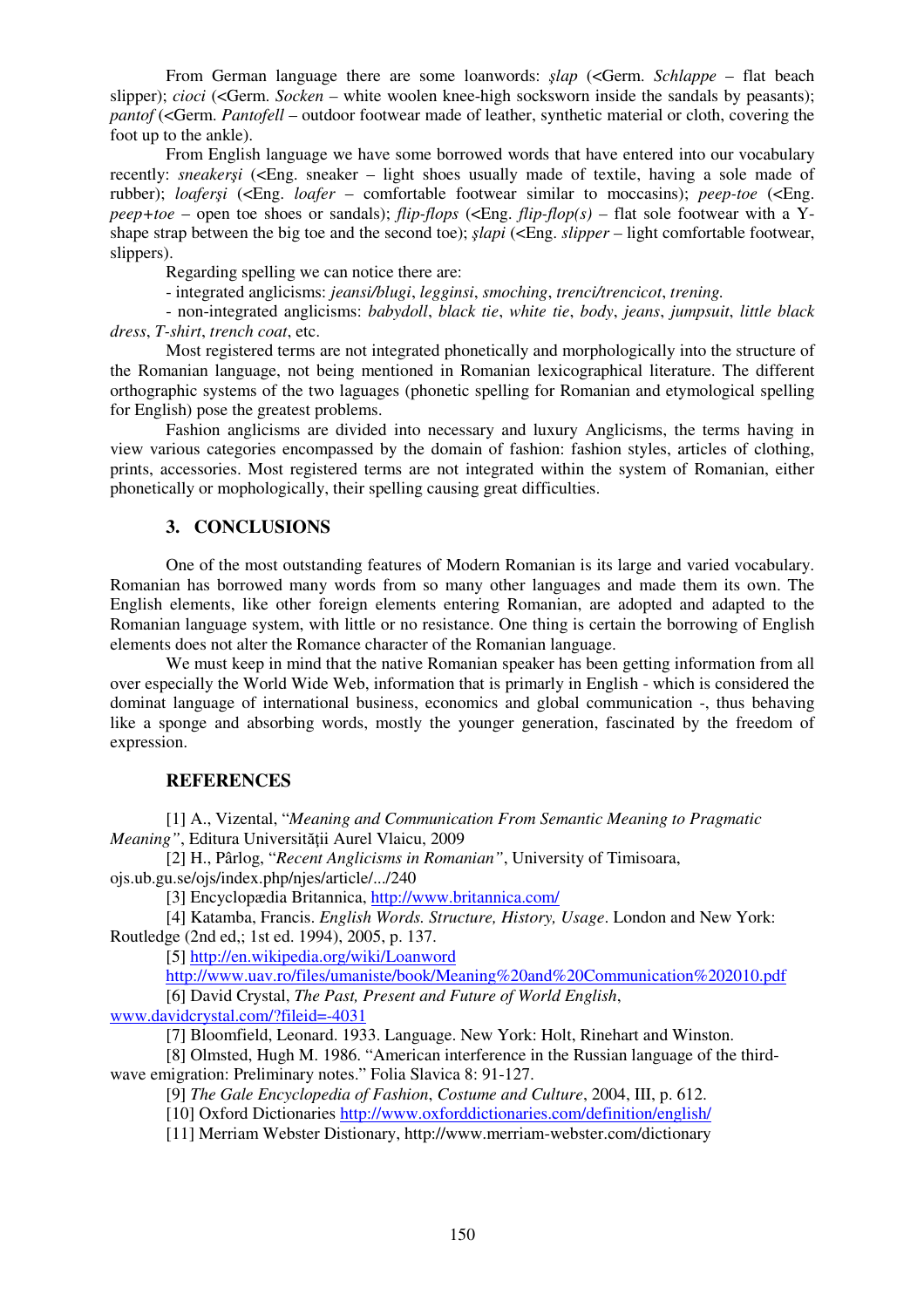From German language there are some loanwords: *şlap* (<Germ. *Schlappe* – flat beach slipper); *cioci* (<Germ. *Socken* – white woolen knee-high socksworn inside the sandals by peasants); *pantof* (<Germ. *Pantofell* – outdoor footwear made of leather, synthetic material or cloth, covering the foot up to the ankle).

From English language we have some borrowed words that have entered into our vocabulary recently: *sneakerşi* (<Eng. sneaker – light shoes usually made of textile, having a sole made of rubber); *loaferşi* (<Eng. *loafer* – comfortable footwear similar to moccasins); *peep-toe* (<Eng. *peep+toe* – open toe shoes or sandals); *flip-flops* (<Eng. *flip-flop(s)* – flat sole footwear with a Y-shape strap between the big toe and the second toe); *şlapi* (<Eng. *slipper* – light comfortable footwear, slippers).

Regarding spelling we can notice there are:

- integrated anglicisms: *jeansi/blugi*, *legginsi*, *smoching*, *trenci/trencicot*, *trening.*

- non-integrated anglicisms: *babydoll*, *black tie*, *white tie*, *body*, *jeans*, *jumpsuit*, *little black dress*, *T-shirt*, *trench coat*, etc.

Most registered terms are not integrated phonetically and morphologically into the structure of the Romanian language, not being mentioned in Romanian lexicographical literature. The different orthographic systems of the two laguages (phonetic spelling for Romanian and etymological spelling for English) pose the greatest problems.

Fashion anglicisms are divided into necessary and luxury Anglicisms, the terms having in view various categories encompassed by the domain of fashion: fashion styles, articles of clothing, prints, accessories. Most registered terms are not integrated within the system of Romanian, either phonetically or mophologically, their spelling causing great difficulties.

## 3. CONCLUSIONS

One of the most outstanding features of Modern Romanian is its large and varied vocabulary. Romanian has borrowed many words from so many other languages and made them its own. The English elements, like other foreign elements entering Romanian, are adopted and adapted to the Romanian language system, with little or no resistance. One thing is certain the borrowing of English elements does not alter the Romance character of the Romanian language.

We must keep in mind that the native Romanian speaker has been getting information from all over especially the World Wide Web, information that is primarly in English - which is considered the dominat language of international business, economics and global communication -, thus behaving like a sponge and absorbing words, mostly the younger generation, fascinated by the freedom of expression.

## REFERENCES

[1] A., Vizental, "*Meaning and Communication From Semantic Meaning to Pragmatic Meaning"*, Editura Universităţii Aurel Vlaicu, 2009

[2] H., Pârlog, "*Recent Anglicisms in Romanian"*, University of Timisoara, ojs.ub.gu.se/ojs/index.php/njes/article/.../240

[3] Encyclopædia Britannica, http://www.britannica.com/

[4] Katamba, Francis. *English Words. Structure, History, Usage*. London and New York: Routledge (2nd ed,; 1st ed. 1994), 2005, p. 137.

[5] http://en.wikipedia.org/wiki/Loanword
http://www.uav.ro/files/umaniste/book/Meaning%20and%20Communication%202010.pdf

[6] David Crystal, *The Past, Present and Future of World English*, www.davidcrystal.com/?fileid=-4031

[7] Bloomfield, Leonard. 1933. Language. New York: Holt, Rinehart and Winston.

[8] Olmsted, Hugh M. 1986. "American interference in the Russian language of the third-wave emigration: Preliminary notes." Folia Slavica 8: 91-127.

[9] *The Gale Encyclopedia of Fashion*, *Costume and Culture*, 2004, III, p. 612.

[10] Oxford Dictionaries http://www.oxforddictionaries.com/definition/english/

[11] Merriam Webster Distionary, http://www.merriam-webster.com/dictionary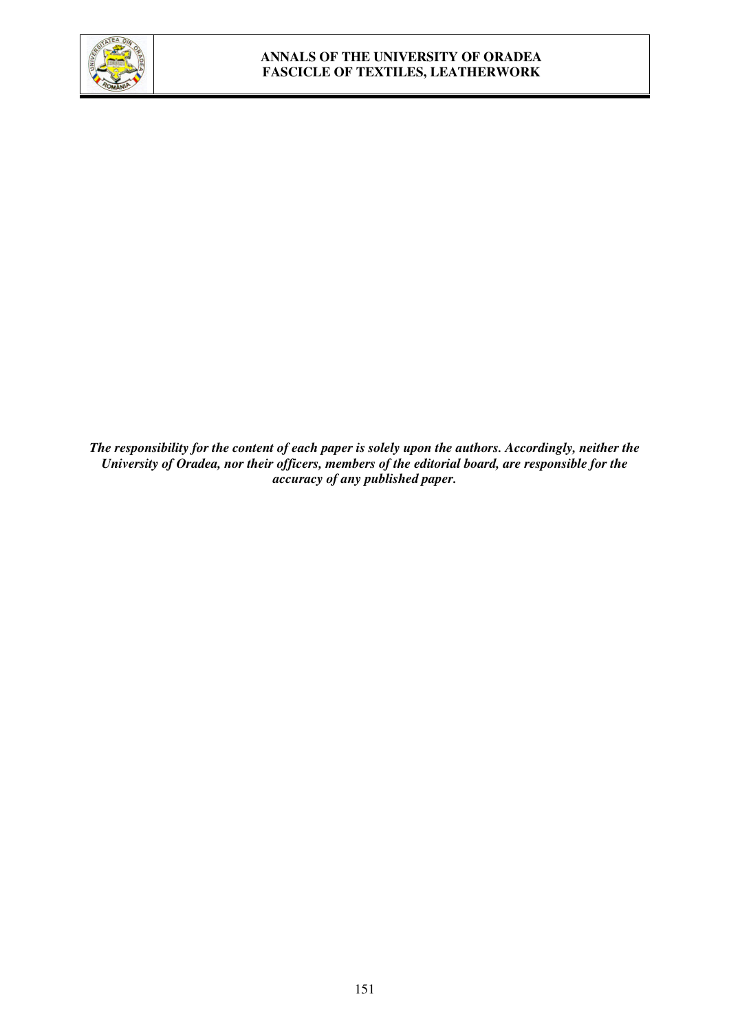***The responsibility for the content of each paper is solely upon the authors. Accordingly, neither the University of Oradea, nor their officers, members of the editorial board, are responsible for the accuracy of any published paper.***